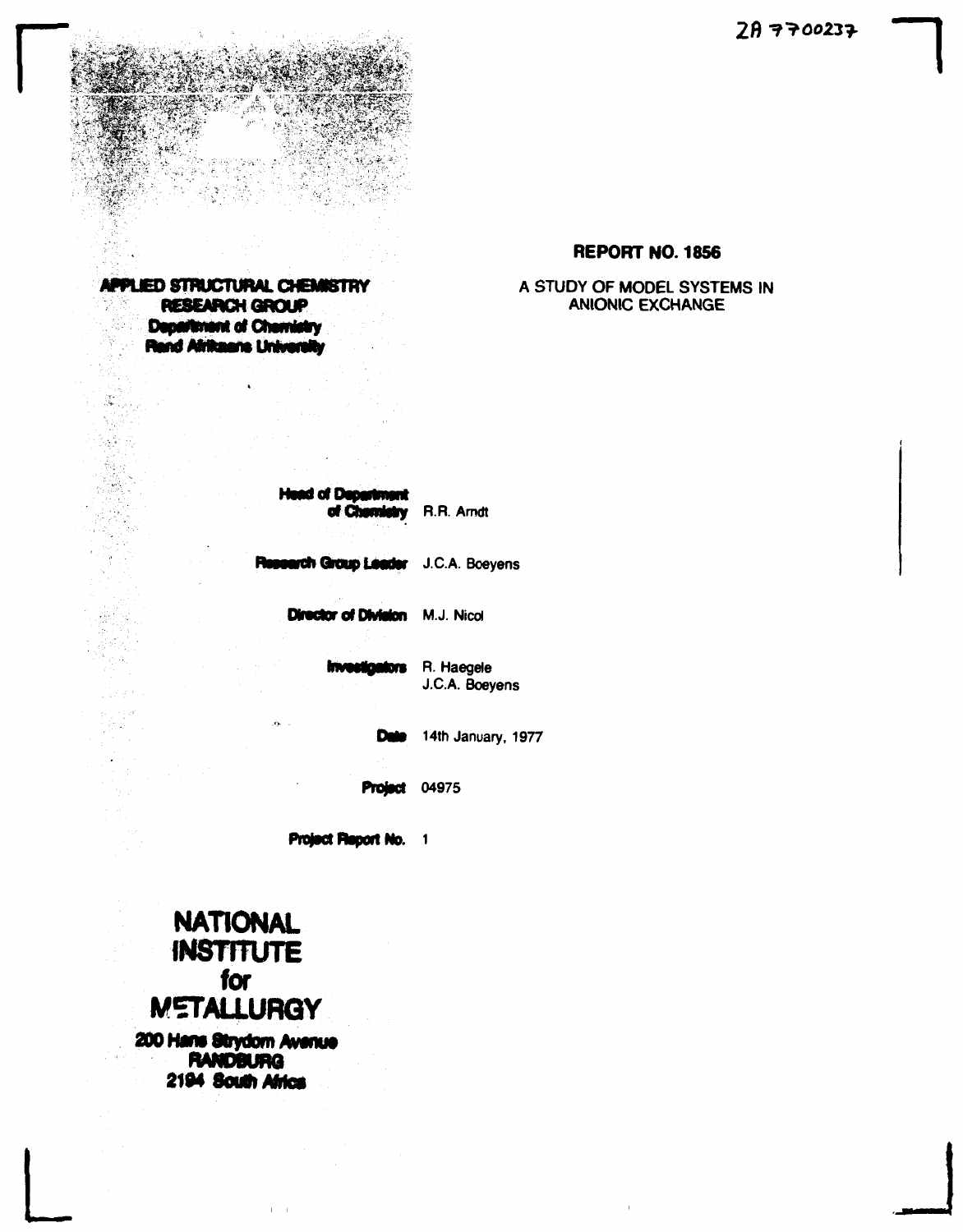ZA 7700237

**APPLIED STRUCTURAL CHEMISTRY RESEARCH GROUP**
**Department of Chemistry**
**Rand Afrikaans University**

# REPORT NO. 1856

## A STUDY OF MODEL SYSTEMS IN ANIONIC EXCHANGE

**Head of Department of Chemistry** R.R. Arndt

**Research Group Leader** J.C.A. Boeyens

**Director of Division** M.J. Nicol

**Investigators** R. Haegele
J.C.A. Boeyens

**Date** 14th January, 1977

**Project** 04975

**Project Report No.** 1

**NATIONAL INSTITUTE for METALLURGY**

**200 Hans Strydom Avenue**
**RANDBURG**
**2194 South Africa**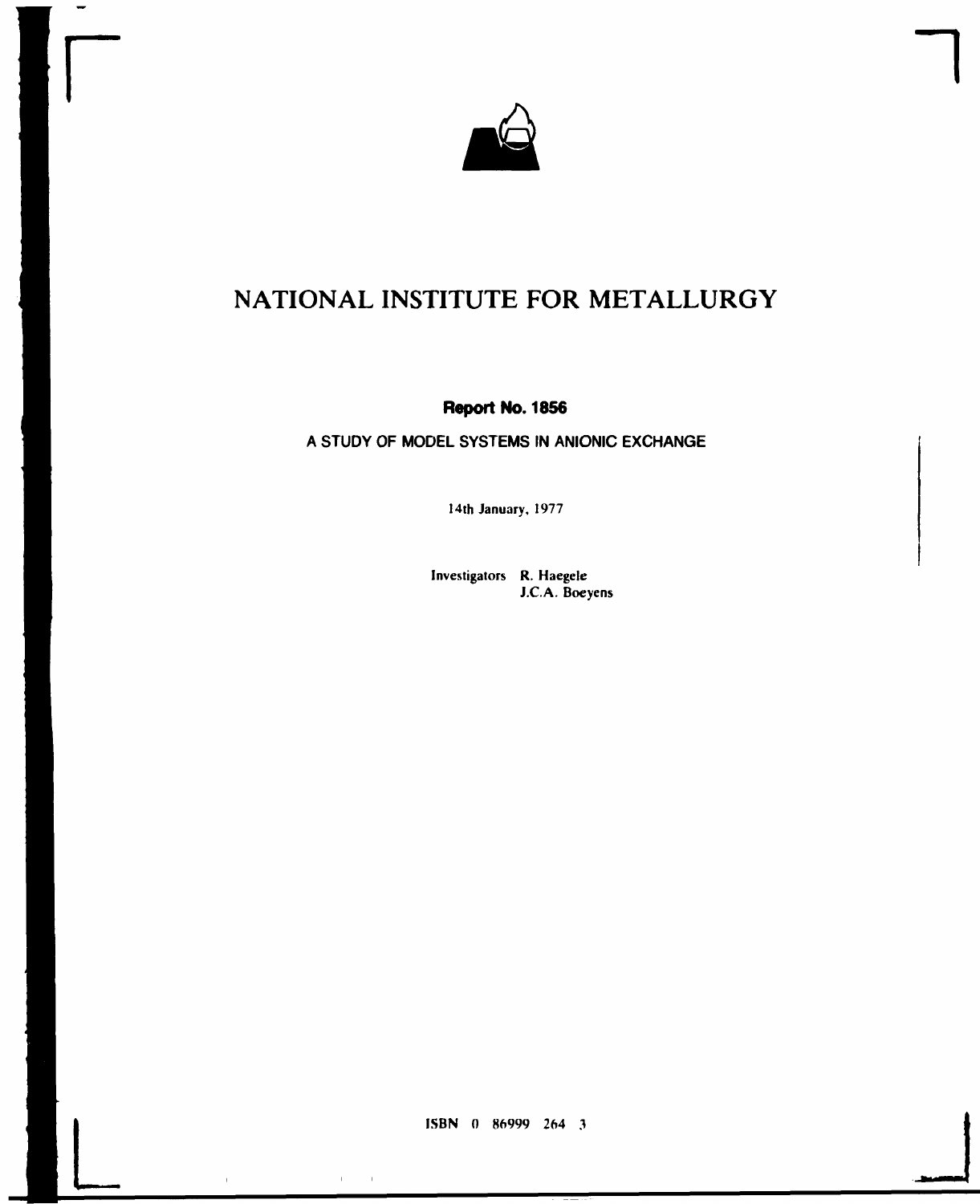# NATIONAL INSTITUTE FOR METALLURGY

**Report No. 1856**

A STUDY OF MODEL SYSTEMS IN ANIONIC EXCHANGE

14th January, 1977

Investigators R. Haegele
J.C.A. Boeyens

ISBN 0 86999 264 3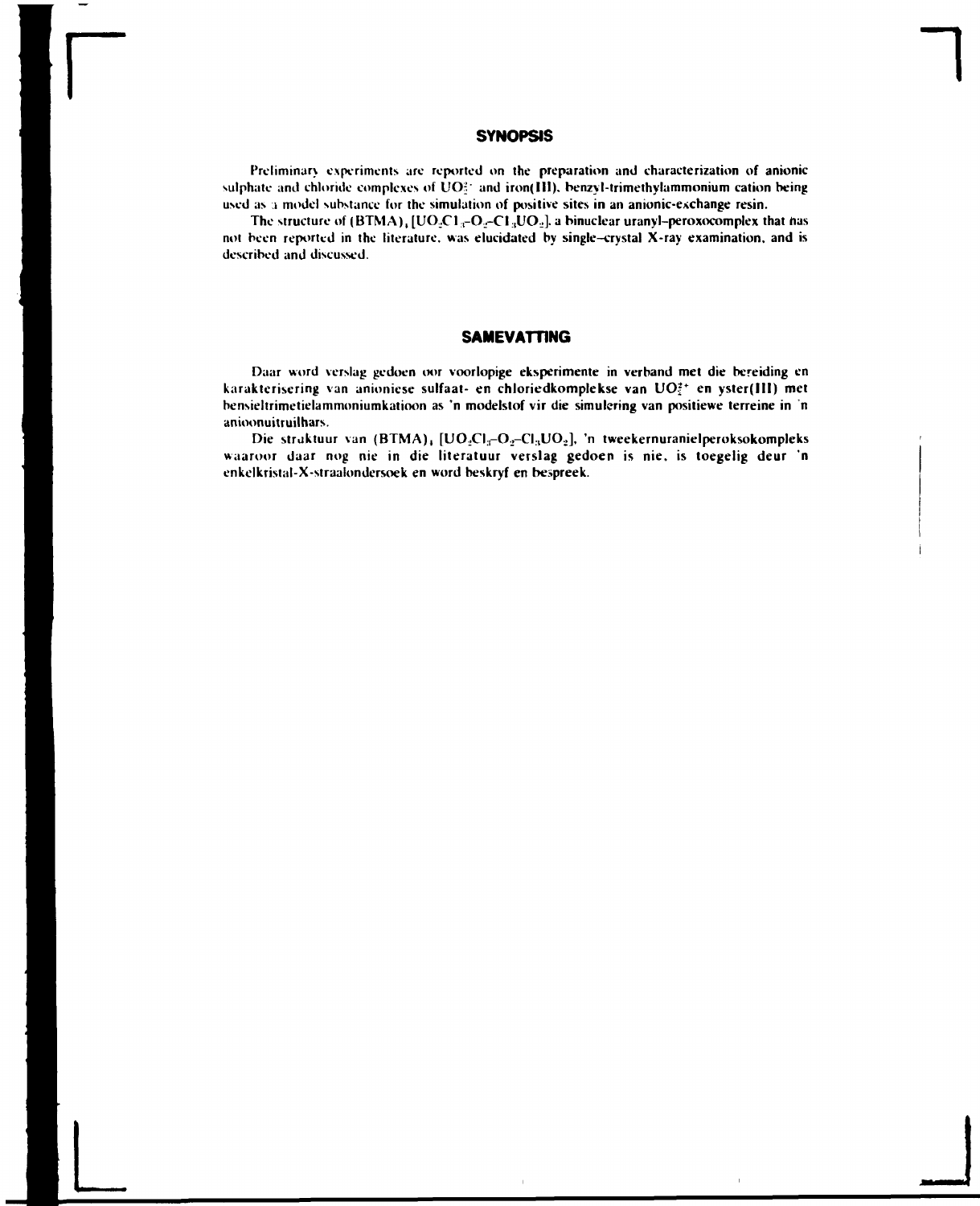## SYNOPSIS

Preliminary experiments are reported on the preparation and characterization of anionic sulphate and chloride complexes of $UO_2^{2+}$ and iron(III), benzyl-trimethylammonium cation being used as a model substance for the simulation of positive sites in an anionic-exchange resin.

The structure of $(BTMA)_4[UO_2Cl_3\text{–}O_2\text{–}Cl_3UO_2]$, a binuclear uranyl–peroxocomplex that has not been reported in the literature, was elucidated by single–crystal X-ray examination, and is described and discussed.

## SAMEVATTING

Daar word verslag gedoen oor voorlopige eksperimente in verband met die bereiding en karakterisering van anioniese sulfaat- en chloriedkomplekse van $UO_2^{2+}$ en yster(III) met bensieltrimetielammoniumkatioon as 'n modelstof vir die simulering van positiewe terreine in 'n anioonuitruilhars.

Die struktuur van $(BTMA)_4[UO_2Cl_3\text{–}O_2\text{–}Cl_3UO_2]$, 'n tweekernuranielperoksokompleks waaroor daar nog nie in die literatuur verslag gedoen is nie, is toegelig deur 'n enkelkristal-X-straalondersoek en word beskryf en bespreek.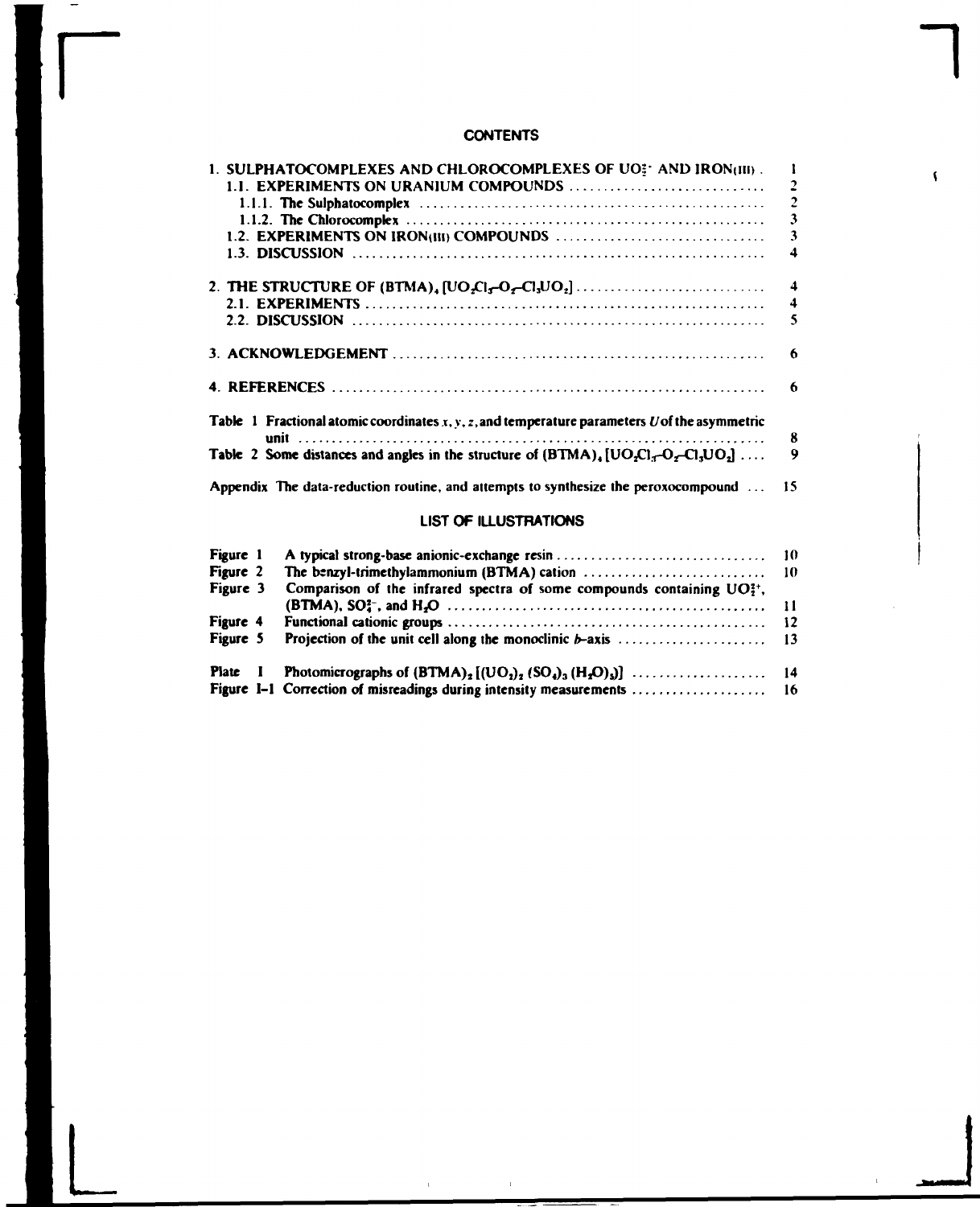## CONTENTS

| | |
|---|---|
| 1. SULPHATOCOMPLEXES AND CHLOROCOMPLEXES OF $UO_2^{2+}$ AND IRON(III) | 1 |
| 1.1. EXPERIMENTS ON URANIUM COMPOUNDS | 2 |
| 1.1.1. The Sulphatocomplex | 2 |
| 1.1.2. The Chlorocomplex | 3 |
| 1.2. EXPERIMENTS ON IRON(III) COMPOUNDS | 3 |
| 1.3. DISCUSSION | 4 |
| 2. THE STRUCTURE OF $(BTMA)_4[UO_2Cl_3\text{-}O_2\text{-}Cl_3UO_2]$ | 4 |
| 2.1. EXPERIMENTS | 4 |
| 2.2. DISCUSSION | 5 |
| 3. ACKNOWLEDGEMENT | 6 |
| 4. REFERENCES | 6 |
| Table 1 Fractional atomic coordinates $x, y, z$, and temperature parameters $U$ of the asymmetric unit | 8 |
| Table 2 Some distances and angles in the structure of $(BTMA)_4[UO_2Cl_3\text{-}O_2\text{-}Cl_3UO_2]$ | 9 |
| Appendix The data-reduction routine, and attempts to synthesize the peroxocompound | 15 |

## LIST OF ILLUSTRATIONS

| | | |
|---|---|---|
| Figure 1 | A typical strong-base anionic-exchange resin | 10 |
| Figure 2 | The benzyl-trimethylammonium (BTMA) cation | 10 |
| Figure 3 | Comparison of the infrared spectra of some compounds containing $UO_2^{2+}$, (BTMA), $SO_4^{2-}$, and $H_2O$ | 11 |
| Figure 4 | Functional cationic groups | 12 |
| Figure 5 | Projection of the unit cell along the monoclinic *b*-axis | 13 |
| Plate I | Photomicrographs of $(BTMA)_2[(UO_2)_2(SO_4)_3(H_2O)_3]$ | 14 |
| Figure I-1 | Correction of misreadings during intensity measurements | 16 |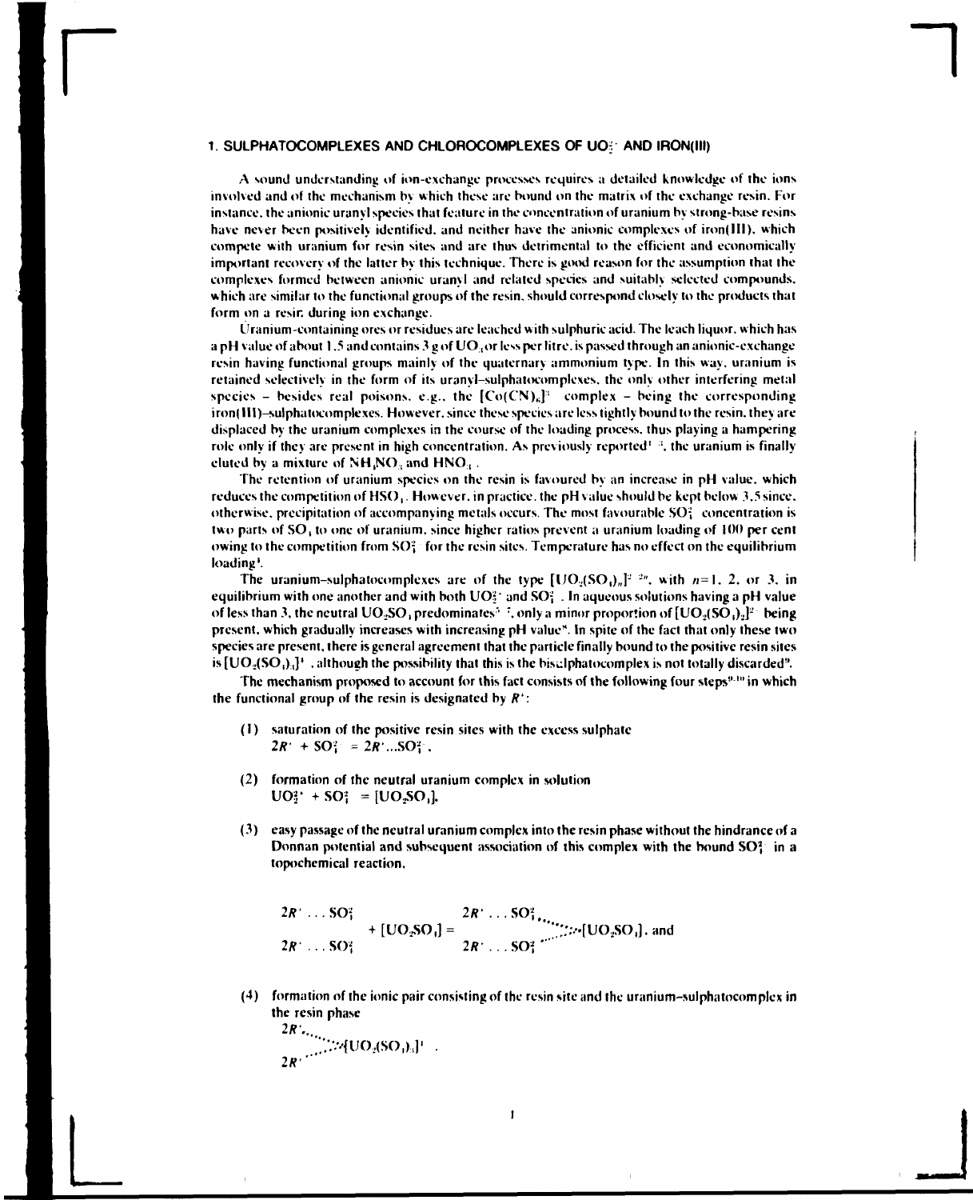## 1. SULPHATOCOMPLEXES AND CHLOROCOMPLEXES OF $UO_2^{2+}$ AND IRON(III)

A sound understanding of ion-exchange processes requires a detailed knowledge of the ions involved and of the mechanism by which these are bound on the matrix of the exchange resin. For instance, the anionic uranyl species that feature in the concentration of uranium by strong-base resins have never been positively identified, and neither have the anionic complexes of iron(III), which compete with uranium for resin sites and are thus detrimental to the efficient and economically important recovery of the latter by this technique. There is good reason for the assumption that the complexes formed between anionic uranyl and related species and suitably selected compounds, which are similar to the functional groups of the resin, should correspond closely to the products that form on a resin during ion exchange.

Uranium-containing ores or residues are leached with sulphuric acid. The leach liquor, which has a pH value of about 1.5 and contains 3 g of $UO_3$ or less per litre, is passed through an anionic-exchange resin having functional groups mainly of the quaternary ammonium type. In this way, uranium is retained selectively in the form of its uranyl–sulphatocomplexes, the only other interfering metal species – besides real poisons, e.g., the $[Co(CN)_6]^{3-}$ complex – being the corresponding iron(III)–sulphatocomplexes. However, since these species are less tightly bound to the resin, they are displaced by the uranium complexes in the course of the loading process, thus playing a hampering role only if they are present in high concentration. As previously reported[1-4], the uranium is finally eluted by a mixture of $NH_4NO_3$ and $HNO_3$.

The retention of uranium species on the resin is favoured by an increase in pH value, which reduces the competition of $HSO_4^-$. However, in practice, the pH value should be kept below 3.5 since, otherwise, precipitation of accompanying metals occurs. The most favourable $SO_4^{2-}$ concentration is two parts of $SO_4$ to one of uranium, since higher ratios prevent a uranium loading of 100 per cent owing to the competition from $SO_4^{2-}$ for the resin sites. Temperature has no effect on the equilibrium loading[1].

The uranium–sulphatocomplexes are of the type $[UO_2(SO_4)_n]^{2-2n}$, with $n=1$, 2, or 3, in equilibrium with one another and with both $UO_2^{2+}$ and $SO_4^{2-}$. In aqueous solutions having a pH value of less than 3, the neutral $UO_2SO_4$ predominates[5-7], only a minor proportion of $[UO_2(SO_4)_2]^{2-}$ being present, which gradually increases with increasing pH value[8]. In spite of the fact that only these two species are present, there is general agreement that the particle finally bound to the positive resin sites is $[UO_2(SO_4)_3]^{4-}$, although the possibility that this is the bisulphatocomplex is not totally discarded[9].

The mechanism proposed to account for this fact consists of the following four steps[9,10] in which the functional group of the resin is designated by $R^+$:

(1) saturation of the positive resin sites with the excess sulphate
$$2R^+ + SO_4^{2-} = 2R^+ ... SO_4^{2-}.$$

(2) formation of the neutral uranium complex in solution
$$UO_2^{2+} + SO_4^{2-} = [UO_2SO_4],$$

(3) easy passage of the neutral uranium complex into the resin phase without the hindrance of a Donnan potential and subsequent association of this complex with the bound $SO_4^{2-}$ in a topochemical reaction,

$$\begin{matrix} 2R^+ \ldots SO_4^{2-} \\ 2R^+ \ldots SO_4^{2-} \end{matrix} + [UO_2SO_4] = \begin{matrix} 2R^+ \ldots SO_4^{2-} \\ 2R^+ \ldots SO_4^{2-} \end{matrix} \cdots [UO_2SO_4], \text{ and}$$

(4) formation of the ionic pair consisting of the resin site and the uranium–sulphatocomplex in the resin phase

$$\begin{matrix} 2R^+ \\ 2R^+ \end{matrix} \cdots [UO_2(SO_4)_3]^{4-}.$$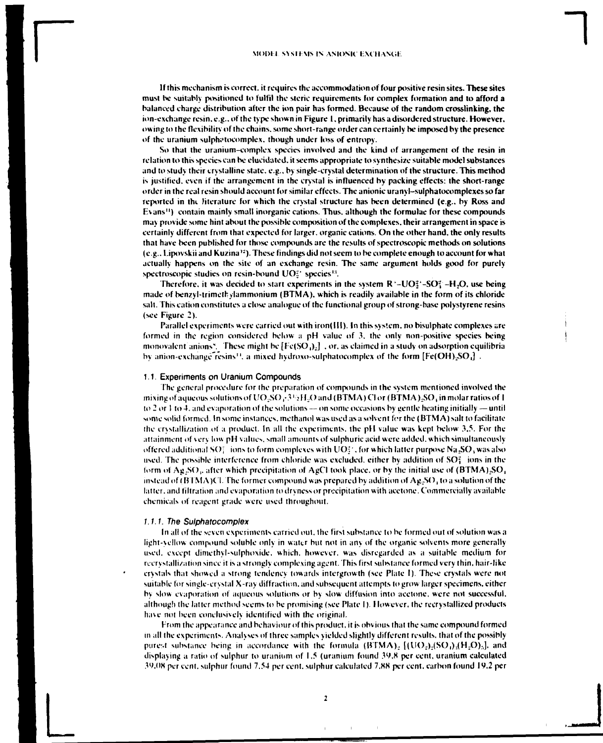If this mechanism is correct, it requires the accommodation of four positive resin sites. These sites must be suitably positioned to fulfil the steric requirements for complex formation and to afford a balanced charge distribution after the ion pair has formed. Because of the random crosslinking, the ion-exchange resin, e.g., of the type shown in Figure 1, primarily has a disordered structure. However, owing to the flexibility of the chains, some short-range order can certainly be imposed by the presence of the uranium sulphatocomplex, though under loss of entropy.

So that the uranium-complex species involved and the kind of arrangement of the resin in relation to this species can be elucidated, it seems appropriate to synthesize suitable model substances and to study their crystalline state, e.g., by single-crystal determination of the structure. This method is justified, even if the arrangement in the crystal is influenced by packing effects: the short-range order in the real resin should account for similar effects. The anionic uranyl–sulphatocomplexes so far reported in the literature for which the crystal structure has been determined (e.g., by Ross and Evans[11]) contain mainly small inorganic cations. Thus, although the formulae for these compounds may provide some hint about the possible composition of the complexes, their arrangement in space is certainly different from that expected for larger, organic cations. On the other hand, the only results that have been published for those compounds are the results of spectroscopic methods on solutions (e.g., Lipovskii and Kuzina[12]). These findings did not seem to be complete enough to account for what actually happens on the site of an exchange resin. The same argument holds good for purely spectroscopic studies on resin-bound $UO_2^{2+}$ species[13].

Therefore, it was decided to start experiments in the system $R^+$–$UO_2^{2+}$–$SO_4^{2-}$–$H_2O$, use being made of benzyl-trimethylammonium (BTMA), which is readily available in the form of its chloride salt. This cation constitutes a close analogue of the functional group of strong-base polystyrene resins (see Figure 2).

Parallel experiments were carried out with iron(III). In this system, no bisulphate complexes are formed in the region considered below a pH value of 3, the only non-positive species being monovalent anions[5]. These might be $[Fe(SO_4)_2]^-$, or, as claimed in a study on adsorption equilibria by anion-exchange resins[14], a mixed hydroxo-sulphatocomplex of the form $[Fe(OH)_2SO_4]^-$.

### 1.1. Experiments on Uranium Compounds

The general procedure for the preparation of compounds in the system mentioned involved the mixing of aqueous solutions of $UO_2SO_4 \cdot 3\frac{1}{2}H_2O$ and (BTMA)Cl or $(BTMA)_2SO_4$ in molar ratios of 1 to 2 or 1 to 4, and evaporation of the solutions — on some occasions by gentle heating initially — until some solid formed. In some instances, methanol was used as a solvent for the (BTMA) salt to facilitate the crystallization of a product. In all the experiments, the pH value was kept below 3.5. For the attainment of very low pH values, small amounts of sulphuric acid were added, which simultaneously offered additional $SO_4^{2-}$ ions to form complexes with $UO_2^{2+}$, for which latter purpose $Na_2SO_4$ was also used. The possible interference from chloride was excluded, either by addition of $SO_4^{2-}$ ions in the form of $Ag_2SO_4$, after which precipitation of AgCl took place, or by the initial use of $(BTMA)_2SO_4$ instead of (BTMA)Cl. The former compound was prepared by addition of $Ag_2SO_4$ to a solution of the latter, and filtration and evaporation to dryness or precipitation with acetone. Commercially available chemicals of reagent grade were used throughout.

#### 1.1.1. The Sulphatocomplex

In all of the seven experiments carried out, the first substance to be formed out of solution was a light-yellow compound soluble only in water but not in any of the organic solvents more generally used, except dimethyl-sulphoxide, which, however, was disregarded as a suitable medium for recrystallization since it is a strongly complexing agent. This first substance formed very thin, hair-like crystals that showed a strong tendency towards intergrowth (see Plate 1). These crystals were not suitable for single-crystal X-ray diffraction, and subsequent attempts to grow larger specimens, either by slow evaporation of aqueous solutions or by slow diffusion into acetone, were not successful, although the latter method seems to be promising (see Plate 1). However, the recrystallized products have not been conclusively identified with the original.

From the appearance and behaviour of this product, it is obvious that the same compound formed in all the experiments. Analyses of three samples yielded slightly different results, that of the possibly purest substance being in accordance with the formula $(BTMA)_2[(UO_2)_2(SO_4)_3(H_2O)_2]$, and displaying a ratio of sulphur to uranium of 1.5 (uranium found 39.8 per cent, uranium calculated 39.08 per cent, sulphur found 7.54 per cent, sulphur calculated 7.88 per cent, carbon found 19.2 per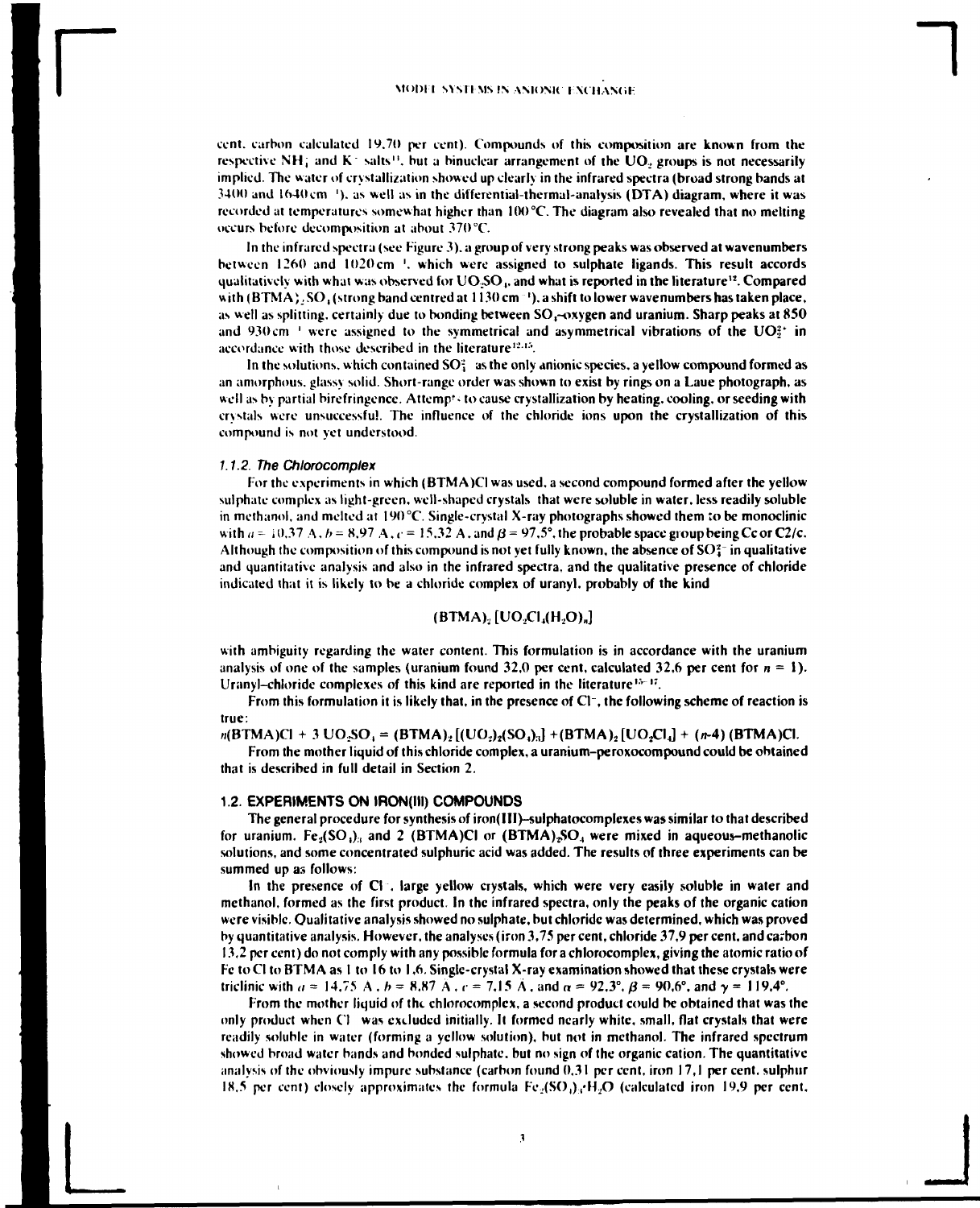cent, carbon calculated 19.70 per cent). Compounds of this composition are known from the respective $NH_4^+$ and $K^+$ salts[11], but a binuclear arrangement of the $UO_2$ groups is not necessarily implied. The water of crystallization showed up clearly in the infrared spectra (broad strong bands at 3400 and 1640 cm$^{-1}$), as well as in the differential-thermal-analysis (DTA) diagram, where it was recorded at temperatures somewhat higher than 100 °C. The diagram also revealed that no melting occurs before decomposition at about 370 °C.

In the infrared spectra (see Figure 3), a group of very strong peaks was observed at wavenumbers between 1260 and 1020 cm$^{-1}$, which were assigned to sulphate ligands. This result accords qualitatively with what was observed for $UO_2SO_4$, and what is reported in the literature[12]. Compared with $(BTMA)_2SO_4$ (strong band centred at 1130 cm$^{-1}$), a shift to lower wavenumbers has taken place, as well as splitting, certainly due to bonding between $SO_4$–oxygen and uranium. Sharp peaks at 850 and 930 cm$^{-1}$ were assigned to the symmetrical and asymmetrical vibrations of the $UO_2^{2+}$ in accordance with those described in the literature[12-15].

In the solutions, which contained $SO_4^{2-}$ as the only anionic species, a yellow compound formed as an amorphous, glassy solid. Short-range order was shown to exist by rings on a Laue photograph, as well as by partial birefringence. Attempts to cause crystallization by heating, cooling, or seeding with crystals were unsuccessful. The influence of the chloride ions upon the crystallization of this compound is not yet understood.

### *1.1.2. The Chlorocomplex*

For the experiments in which (BTMA)Cl was used, a second compound formed after the yellow sulphate complex as light-green, well-shaped crystals that were soluble in water, less readily soluble in methanol, and melted at 190 °C. Single-crystal X-ray photographs showed them to be monoclinic with $a = 10.37$ Å, $b = 8.97$ Å, $c = 15.32$ Å, and $\beta = 97.5°$, the probable space group being Cc or C2/c. Although the composition of this compound is not yet fully known, the absence of $SO_4^{2-}$ in qualitative and quantitative analysis and also in the infrared spectra, and the qualitative presence of chloride indicated that it is likely to be a chloride complex of uranyl, probably of the kind

$$(BTMA)_2\,[UO_2Cl_4(H_2O)_n]$$

with ambiguity regarding the water content. This formulation is in accordance with the uranium analysis of one of the samples (uranium found 32.0 per cent, calculated 32.6 per cent for $n = 1$). Uranyl–chloride complexes of this kind are reported in the literature[15-17].

From this formulation it is likely that, in the presence of $Cl^-$, the following scheme of reaction is true:

$$n(BTMA)Cl + 3\,UO_2SO_4 = (BTMA)_2\,[(UO_2)_2(SO_4)_3] + (BTMA)_2\,[UO_2Cl_4] + (n-4)\,(BTMA)Cl.$$

From the mother liquid of this chloride complex, a uranium–peroxocompound could be obtained that is described in full detail in Section 2.

## 1.2. EXPERIMENTS ON IRON(III) COMPOUNDS

The general procedure for synthesis of iron(III)–sulphatocomplexes was similar to that described for uranium. $Fe_2(SO_4)_3$ and 2 (BTMA)Cl or $(BTMA)_2SO_4$ were mixed in aqueous–methanolic solutions, and some concentrated sulphuric acid was added. The results of three experiments can be summed up as follows:

In the presence of $Cl^-$, large yellow crystals, which were very easily soluble in water and methanol, formed as the first product. In the infrared spectra, only the peaks of the organic cation were visible. Qualitative analysis showed no sulphate, but chloride was determined, which was proved by quantitative analysis. However, the analyses (iron 3.75 per cent, chloride 37.9 per cent, and carbon 13.2 per cent) do not comply with any possible formula for a chlorocomplex, giving the atomic ratio of Fe to Cl to BTMA as 1 to 16 to 1.6. Single-crystal X-ray examination showed that these crystals were triclinic with $a = 14.75$ Å, $b = 8.87$ Å, $c = 7.15$ Å, and $\alpha = 92.3°$, $\beta = 90.6°$, and $\gamma = 119.4°$.

From the mother liquid of the chlorocomplex, a second product could be obtained that was the only product when $Cl^-$ was excluded initially. It formed nearly white, small, flat crystals that were readily soluble in water (forming a yellow solution), but not in methanol. The infrared spectrum showed broad water bands and bonded sulphate, but no sign of the organic cation. The quantitative analysis of the obviously impure substance (carbon found 0.31 per cent, iron 17.1 per cent, sulphur 18.5 per cent) closely approximates the formula $Fe_2(SO_4)_3 \cdot H_2O$ (calculated iron 19.9 per cent,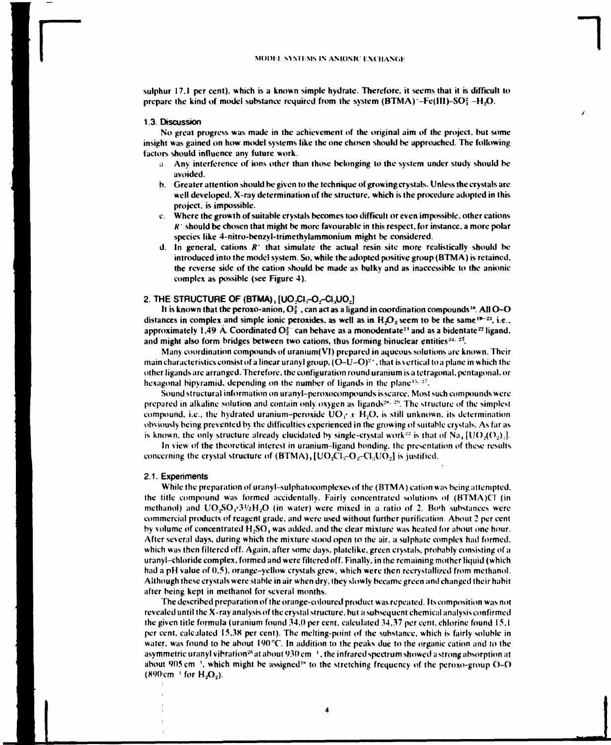sulphur 17.1 per cent), which is a known simple hydrate. Therefore, it seems that it is difficult to prepare the kind of model substance required from the system $(BTMA)^+$–Fe(III)–$SO_4^=$ –$H_2O$.

### 1.3. Discussion

No great progress was made in the achievement of the original aim of the project, but some insight was gained on how model systems like the one chosen should be approached. The following factors should influence any future work.

a. Any interference of ions other than those belonging to the system under study should be avoided.

b. Greater attention should be given to the technique of growing crystals. Unless the crystals are well developed, X-ray determination of the structure, which is the procedure adopted in this project, is impossible.

c. Where the growth of suitable crystals becomes too difficult or even impossible, other cations $R^+$ should be chosen that might be more favourable in this respect, for instance, a more polar species like 4-nitro-benzyl-trimethylammonium might be considered.

d. In general, cations $R^+$ that simulate the actual resin site more realistically should be introduced into the model system. So, while the adopted positive group (BTMA) is retained, the reverse side of the cation should be made as bulky and as inaccessible to the anionic complex as possible (see Figure 4).

## 2. THE STRUCTURE OF $(BTMA)_4[UO_2Cl_3$–$O_2$–$Cl_3UO_2]$

It is known that the peroxo-anion, $O_2^=$, can act as a ligand in coordination compounds[18]. All O–O distances in complex and simple ionic peroxides, as well as in $H_2O_2$ seem to be the same[19–23], i.e., approximately 1,49 Å. Coordinated $O_2^{2-}$ can behave as a monodentate[21] and as a bidentate[22] ligand, and might also form bridges between two cations, thus forming binuclear entities[24, 25].

Many coordination compounds of uranium(VI) prepared in aqueous solutions are known. Their main characteristics consist of a linear uranyl group, $(O$–$U$–$O)^{2+}$, that is vertical to a plane in which the other ligands are arranged. Therefore, the configuration round uranium is a tetragonal, pentagonal, or hexagonal bipyramid, depending on the number of ligands in the plane[15, 27].

Sound structural information on uranyl–peroxocompounds is scarce. Most such compounds were prepared in alkaline solution and contain only oxygen as ligands[28, 29]. The structure of the simplest compound, i.e., the hydrated uranium-peroxide $UO_4 \cdot x\ H_2O$, is still unknown, its determination obviously being prevented by the difficulties experienced in the growing of suitable crystals. As far as is known, the only structure already elucidated by single-crystal work[22] is that of $Na_4[UO_2(O_2)_3]$.

In view of the theoretical interest in uranium–ligand bonding, the presentation of these results concerning the crystal structure of $(BTMA)_4[UO_2Cl_3$–$O_2$–$Cl_3UO_2]$ is justified.

### 2.1. Experiments

While the preparation of uranyl–sulphatocomplexes of the (BTMA) cation was being attempted, the title compound was formed accidentally. Fairly concentrated solutions of (BTMA)Cl (in methanol) and $UO_2SO_4 \cdot 3\frac{1}{2}H_2O$ (in water) were mixed in a ratio of 2. Both substances were commercial products of reagent grade, and were used without further purification. About 2 per cent by volume of concentrated $H_2SO_4$ was added, and the clear mixture was heated for about one hour. After several days, during which the mixture stood open to the air, a sulphate complex had formed, which was then filtered off. Again, after some days, platelike, green crystals, probably consisting of a uranyl–chloride complex, formed and were filtered off. Finally, in the remaining mother liquid (which had a pH value of 0,5), orange-yellow crystals grew, which were then recrystallized from methanol. Although these crystals were stable in air when dry, they slowly became green and changed their habit after being kept in methanol for several months.

The described preparation of the orange-coloured product was repeated. Its composition was not revealed until the X-ray analysis of the crystal structure, but a subsequent chemical analysis confirmed the given title formula (uranium found 34,0 per cent, calculated 34,37 per cent, chlorine found 15,1 per cent, calculated 15,38 per cent). The melting-point of the substance, which is fairly soluble in water, was found to be about 190 °C. In addition to the peaks due to the organic cation and to the asymmetric uranyl vibration[26] at about 930 cm$^{-1}$, the infrared spectrum showed a strong absorption at about 905 cm$^{-1}$, which might be assigned[18] to the stretching frequency of the peroxo-group O–O (890 cm$^{-1}$ for $H_2O_2$).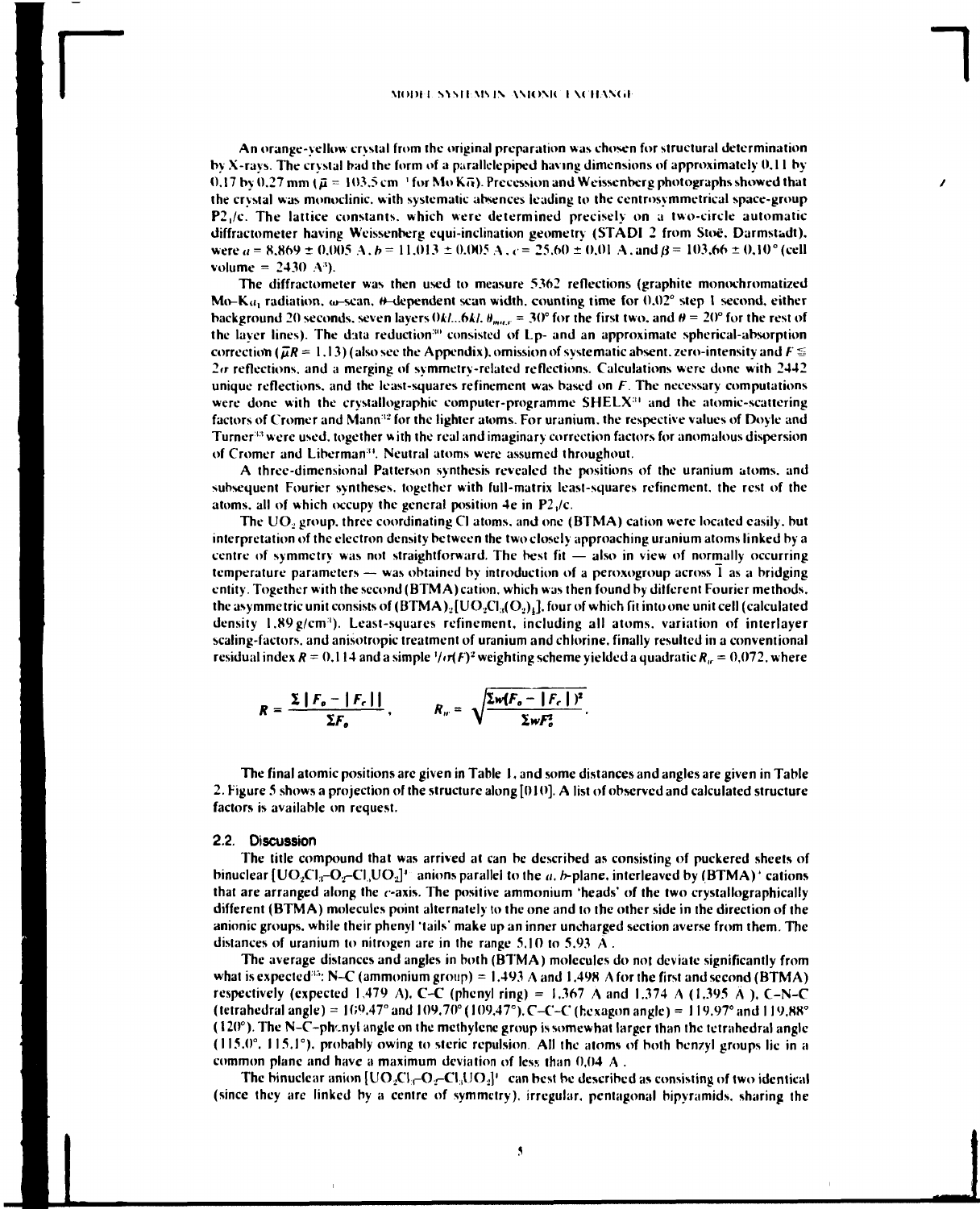An orange-yellow crystal from the original preparation was chosen for structural determination by X-rays. The crystal had the form of a parallelepiped having dimensions of approximately 0.11 by 0.17 by 0.27 mm ($\bar{\mu}$ = 103.5 $cm^{-1}$ for Mo K$\bar{\alpha}$). Precession and Weissenberg photographs showed that the crystal was monoclinic, with systematic absences leading to the centrosymmetrical space-group $P2_1/c$. The lattice constants, which were determined precisely on a two-circle automatic diffractometer having Weissenberg equi-inclination geometry (STADI 2 from Stoë, Darmstadt), were $a$ = 8.869 ± 0.005 Å, $b$ = 11.013 ± 0.005 Å, $c$ = 25.60 ± 0.01 Å, and $\beta$ = 103.66 ± 0.10° (cell volume = 2430 $Å^3$).

The diffractometer was then used to measure 5362 reflections (graphite monochromatized Mo-K$\alpha_1$ radiation, ω-scan, θ-dependent scan width, counting time for 0.02° step 1 second, either background 20 seconds, seven layers $0kl$...$6kl$, $\theta_{max}$ = 30° for the first two, and θ = 20° for the rest of the layer lines). The data reduction[30] consisted of Lp- and an approximate spherical-absorption correction ($\bar{\mu}R$ = 1.13) (also see the Appendix), omission of systematic absent, zero-intensity and $F \leq 2\sigma$ reflections, and a merging of symmetry-related reflections. Calculations were done with 2442 unique reflections, and the least-squares refinement was based on $F$. The necessary computations were done with the crystallographic computer-programme SHELX[31] and the atomic-scattering factors of Cromer and Mann[32] for the lighter atoms. For uranium, the respective values of Doyle and Turner[33] were used, together with the real and imaginary correction factors for anomalous dispersion of Cromer and Liberman[34]. Neutral atoms were assumed throughout.

A three-dimensional Patterson synthesis revealed the positions of the uranium atoms, and subsequent Fourier syntheses, together with full-matrix least-squares refinement, the rest of the atoms, all of which occupy the general position 4e in $P2_1/c$.

The $UO_2$ group, three coordinating Cl atoms, and one (BTMA) cation were located easily, but interpretation of the electron density between the two closely approaching uranium atoms linked by a centre of symmetry was not straightforward. The best fit — also in view of normally occurring temperature parameters — was obtained by introduction of a peroxogroup across $\bar{1}$ as a bridging entity. Together with the second (BTMA) cation, which was then found by different Fourier methods, the asymmetric unit consists of $(BTMA)_2[UO_2Cl_3(O_2)_{\frac{1}{2}}]$, four of which fit into one unit cell (calculated density 1.89 $g/cm^3$). Least-squares refinement, including all atoms, variation of interlayer scaling-factors, and anisotropic treatment of uranium and chlorine, finally resulted in a conventional residual index $R$ = 0.114 and a simple $1/\sigma(F)^2$ weighting scheme yielded a quadratic $R_w$ = 0.072, where

$$R = \frac{\Sigma \,|\, F_o - |F_c| \,|}{\Sigma F_o}, \qquad R_w = \sqrt{\frac{\Sigma w(F_o - |F_c|)^2}{\Sigma w F_o^2}}.$$

The final atomic positions are given in Table 1, and some distances and angles are given in Table 2. Figure 5 shows a projection of the structure along [010]. A list of observed and calculated structure factors is available on request.

## 2.2. Discussion

The title compound that was arrived at can be described as consisting of puckered sheets of binuclear $[UO_2Cl_3\text{–}O_2\text{–}Cl_3UO_2]^{4-}$ anions parallel to the $a$, $b$-plane, interleaved by $(BTMA)^+$ cations that are arranged along the $c$-axis. The positive ammonium 'heads' of the two crystallographically different (BTMA) molecules point alternately to the one and to the other side in the direction of the anionic groups, while their phenyl 'tails' make up an inner uncharged section averse from them. The distances of uranium to nitrogen are in the range 5.10 to 5.93 Å.

The average distances and angles in both (BTMA) molecules do not deviate significantly from what is expected[35]: N–C (ammonium group) = 1.493 Å and 1.498 Å for the first and second (BTMA) respectively (expected 1.479 Å), C–C (phenyl ring) = 1.367 Å and 1.374 Å (1.395 Å), C–N–C (tetrahedral angle) = 109.47° and 109.70° (109.47°), C–C–C (hexagon angle) = 119.97° and 119.88° (120°). The N–C–phenyl angle on the methylene group is somewhat larger than the tetrahedral angle (115.0°, 115.1°), probably owing to steric repulsion. All the atoms of both benzyl groups lie in a common plane and have a maximum deviation of less than 0.04 Å.

The binuclear anion $[UO_2Cl_3\text{–}O_2\text{–}Cl_3UO_2]^{4-}$ can best be described as consisting of two identical (since they are linked by a centre of symmetry), irregular, pentagonal bipyramids, sharing the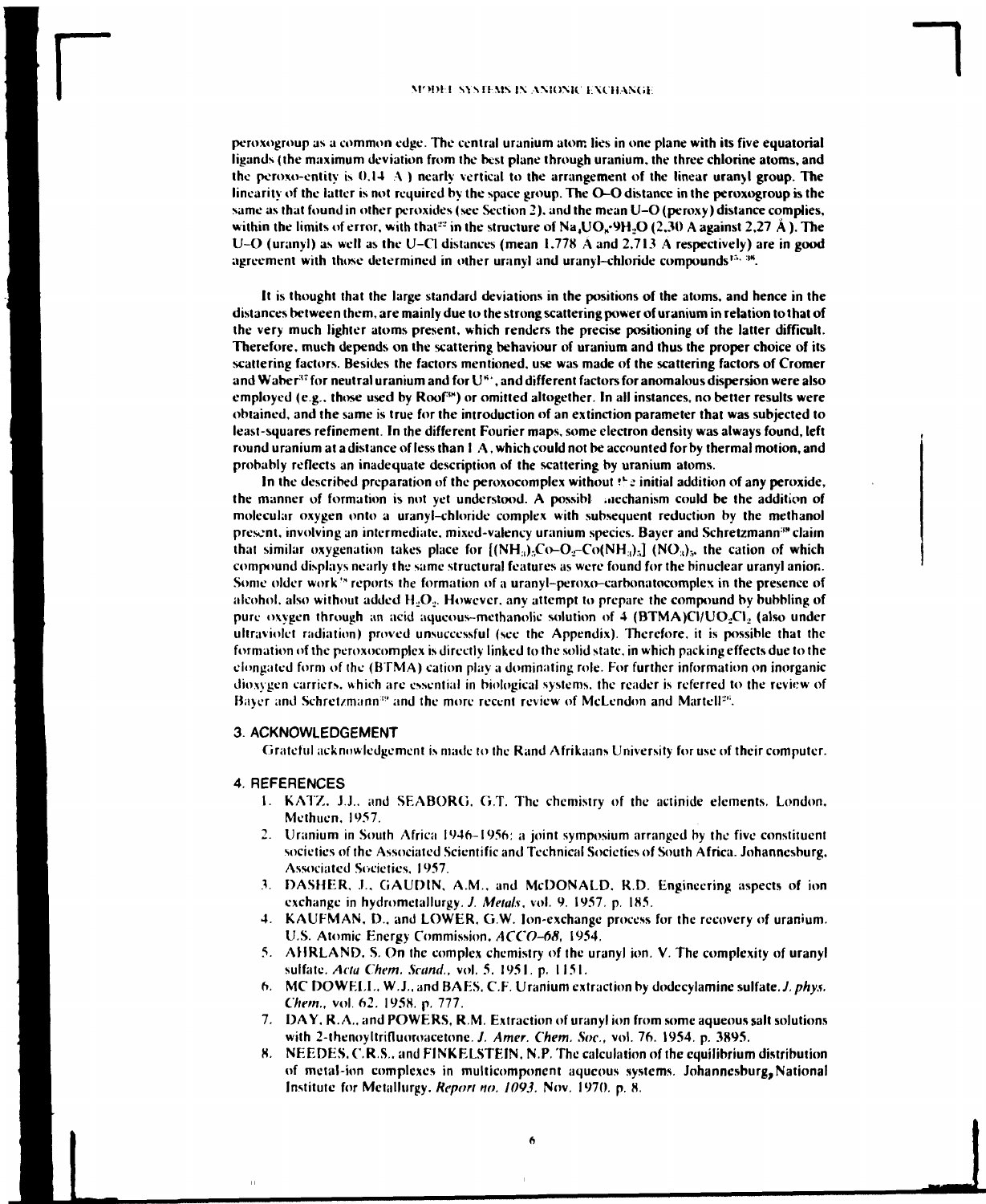peroxogroup as a common edge. The central uranium atom lies in one plane with its five equatorial ligands (the maximum deviation from the best plane through uranium, the three chlorine atoms, and the peroxo-entity is 0,14 Å) nearly vertical to the arrangement of the linear uranyl group. The linearity of the latter is not required by the space group. The O–O distance in the peroxogroup is the same as that found in other peroxides (see Section 2), and the mean U–O (peroxy) distance complies, within the limits of error, with that[22] in the structure of $Na_4UO_8 \cdot 9H_2O$ (2,30 Å against 2,27 Å). The U–O (uranyl) as well as the U–Cl distances (mean 1,778 Å and 2,713 Å respectively) are in good agreement with those determined in other uranyl and uranyl-chloride compounds[15, 38].

It is thought that the large standard deviations in the positions of the atoms, and hence in the distances between them, are mainly due to the strong scattering power of uranium in relation to that of the very much lighter atoms present, which renders the precise positioning of the latter difficult. Therefore, much depends on the scattering behaviour of uranium and thus the proper choice of its scattering factors. Besides the factors mentioned, use was made of the scattering factors of Cromer and Waber[37] for neutral uranium and for $U^{6+}$, and different factors for anomalous dispersion were also employed (e.g., those used by Roof[38]) or omitted altogether. In all instances, no better results were obtained, and the same is true for the introduction of an extinction parameter that was subjected to least-squares refinement. In the different Fourier maps, some electron density was always found, left round uranium at a distance of less than 1 Å, which could not be accounted for by thermal motion, and probably reflects an inadequate description of the scattering by uranium atoms.

In the described preparation of the peroxocomplex without the initial addition of any peroxide, the manner of formation is not yet understood. A possible mechanism could be the addition of molecular oxygen onto a uranyl-chloride complex with subsequent reduction by the methanol present, involving an intermediate, mixed-valency uranium species. Bayer and Schretzmann[39] claim that similar oxygenation takes place for $[(NH_3)_5Co{-}O_2{-}Co(NH_3)_5](NO_3)_5$, the cation of which compound displays nearly the same structural features as were found for the binuclear uranyl anion. Some older work[18] reports the formation of a uranyl-peroxo-carbonatocomplex in the presence of alcohol, also without added $H_2O_2$. However, any attempt to prepare the compound by bubbling of pure oxygen through an acid aqueous-methanolic solution of 4 (BTMA)Cl/$UO_2Cl_2$ (also under ultraviolet radiation) proved unsuccessful (see the Appendix). Therefore, it is possible that the formation of the peroxocomplex is directly linked to the solid state, in which packing effects due to the elongated form of the (BTMA) cation play a dominating role. For further information on inorganic dioxygen carriers, which are essential in biological systems, the reader is referred to the review of Bayer and Schretzmann[39] and the more recent review of McLendon and Martell[20].

## 3. ACKNOWLEDGEMENT

Grateful acknowledgement is made to the Rand Afrikaans University for use of their computer.

## 4. REFERENCES

1. KATZ, J.J., and SEABORG, G.T. The chemistry of the actinide elements. London, Methuen, 1957.
2. Uranium in South Africa 1946–1956: a joint symposium arranged by the five constituent societies of the Associated Scientific and Technical Societies of South Africa. Johannesburg, Associated Societies, 1957.
3. DASHER, J., GAUDIN, A.M., and McDONALD, R.D. Engineering aspects of ion exchange in hydrometallurgy. *J. Metals*, vol. 9, 1957, p. 185.
4. KAUFMAN, D., and LOWER, G.W. Ion-exchange process for the recovery of uranium. U.S. Atomic Energy Commission, *ACCO-68*, 1954.
5. AHRLAND, S. On the complex chemistry of the uranyl ion. V. The complexity of uranyl sulfate. *Acta Chem. Scand.*, vol. 5, 1951, p. 1151.
6. MC DOWELL, W.J., and BAES, C.F. Uranium extraction by dodecylamine sulfate. *J. phys. Chem.*, vol. 62, 1958, p. 777.
7. DAY, R.A., and POWERS, R.M. Extraction of uranyl ion from some aqueous salt solutions with 2-thenoyltrifluoroacetone. *J. Amer. Chem. Soc.*, vol. 76, 1954, p. 3895.
8. NEEDES, C.R.S., and FINKELSTEIN, N.P. The calculation of the equilibrium distribution of metal-ion complexes in multicomponent aqueous systems. Johannesburg, National Institute for Metallurgy. *Report no. 1093*, Nov. 1970, p. 8.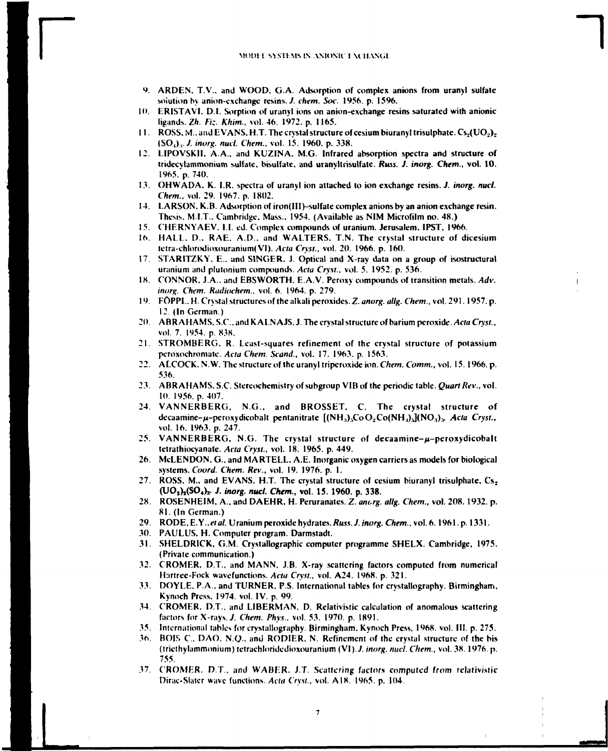9. ARDEN, T.V., and WOOD, G.A. Adsorption of complex anions from uranyl sulfate solution by anion-exchange resins. *J. chem. Soc.* 1956. p. 1596.
10. ERISTAVI, D.I. Sorption of uranyl ions on anion-exchange resins saturated with anionic ligands. *Zh. Fiz. Khim.*, vol. 46. 1972. p. 1165.
11. ROSS, M., and EVANS, H.T. The crystal structure of cesium biuranyl trisulphate, $Cs_2(UO_2)_2(SO_4)_3$. *J. inorg. nucl. Chem.*, vol. 15. 1960. p. 338.
12. LIPOVSKII, A.A., and KUZINA, M.G. Infrared absorption spectra and structure of tridecylammonium sulfate, bisulfate, and uranyltrisulfate. *Russ. J. inorg. Chem.*, vol. 10. 1965. p. 740.
13. OHWADA, K. I.R. spectra of uranyl ion attached to ion exchange resins. *J. inorg. nucl. Chem.*, vol. 29. 1967. p. 1802.
14. LARSON, K.B. Adsorption of iron(III)-sulfate complex anions by an anion exchange resin. Thesis, M.I.T., Cambridge, Mass., 1954. (Available as NIM Microfilm no. 48.)
15. CHERNYAEV, I.I. ed. Complex compounds of uranium. Jerusalem, IPST, 1966.
16. HALL, D., RAE, A.D., and WALTERS, T.N. The crystal structure of dicesium tetra-chlorodioxouranium(VI). *Acta Cryst.*, vol. 20. 1966. p. 160.
17. STARITZKY, E., and SINGER, J. Optical and X-ray data on a group of isostructural uranium and plutonium compounds. *Acta Cryst.*, vol. 5. 1952. p. 536.
18. CONNOR, J.A., and EBSWORTH, E.A.V. Peroxy compounds of transition metals. *Adv. inorg. Chem. Radiochem.*, vol. 6. 1964. p. 279.
19. FÖPPL, H. Crystal structures of the alkali peroxides. *Z. anorg. allg. Chem.*, vol. 291. 1957. p. 12. (In German.)
20. ABRAHAMS, S.C., and KALNAJS, J. The crystal structure of barium peroxide. *Acta Cryst.*, vol. 7. 1954. p. 838.
21. STROMBERG, R. Least-squares refinement of the crystal structure of potassium peroxochromate. *Acta Chem. Scand.*, vol. 17. 1963. p. 1563.
22. ALCOCK, N.W. The structure of the uranyl triperoxide ion. *Chem. Comm.*, vol. 15. 1966. p. 536.
23. ABRAHAMS, S.C. Stereochemistry of subgroup VIB of the periodic table. *Quart Rev.*, vol. 10. 1956. p. 407.
24. VANNERBERG, N.G., and BROSSET, C. The crystal structure of decaamine-$\mu$-peroxydicobalt pentanitrate $[(NH_3)_5CoO_2Co(NH_3)_5](NO_3)_5$. *Acta Cryst.*, vol. 16. 1963. p. 247.
25. VANNERBERG, N.G. The crystal structure of decaamine-$\mu$-peroxydicobalt tetrathiocyanate. *Acta Cryst.*, vol. 18. 1965. p. 449.
26. McLENDON, G., and MARTELL, A.E. Inorganic oxygen carriers as models for biological systems. *Coord. Chem. Rev.*, vol. 19. 1976. p. 1.
27. ROSS, M., and EVANS, H.T. The crystal structure of cesium biuranyl trisulphate, $Cs_2(UO_2)_2(SO_4)_3$. *J. inorg. nucl. Chem.*, vol. 15. 1960. p. 338.
28. ROSENHEIM, A., and DAEHR, H. Peruranates. *Z. anorg. allg. Chem.*, vol. 208. 1932. p. 81. (In German.)
29. RODE, E.Y., *et al.* Uranium peroxide hydrates. *Russ. J. inorg. Chem.*, vol. 6. 1961. p. 1331.
30. PAULUS, H. Computer program. Darmstadt.
31. SHELDRICK, G.M. Crystallographic computer programme SHELX. Cambridge, 1975. (Private communication.)
32. CROMER, D.T., and MANN, J.B. X-ray scattering factors computed from numerical Hartree-Fock wavefunctions. *Acta Cryst.*, vol. A24. 1968. p. 321.
33. DOYLE, P.A., and TURNER, P.S. International tables for crystallography. Birmingham, Kynoch Press, 1974. vol. IV. p. 99.
34. CROMER, D.T., and LIBERMAN, D. Relativistic calculation of anomalous scattering factors for X-rays. *J. Chem. Phys.*, vol. 53. 1970. p. 1891.
35. International tables for crystallography. Birmingham, Kynoch Press, 1968. vol. III. p. 275.
36. BOIS C., DAO, N.Q., and RODIER, N. Refinement of the crystal structure of the bis (triethylammonium) tetrachloridedioxouranium (VI). *J. inorg. nucl. Chem.*, vol. 38. 1976. p. 755.
37. CROMER, D.T., and WABER, J.T. Scattering factors computed from relativistic Dirac-Slater wave functions. *Acta Cryst.*, vol. A18. 1965. p. 104.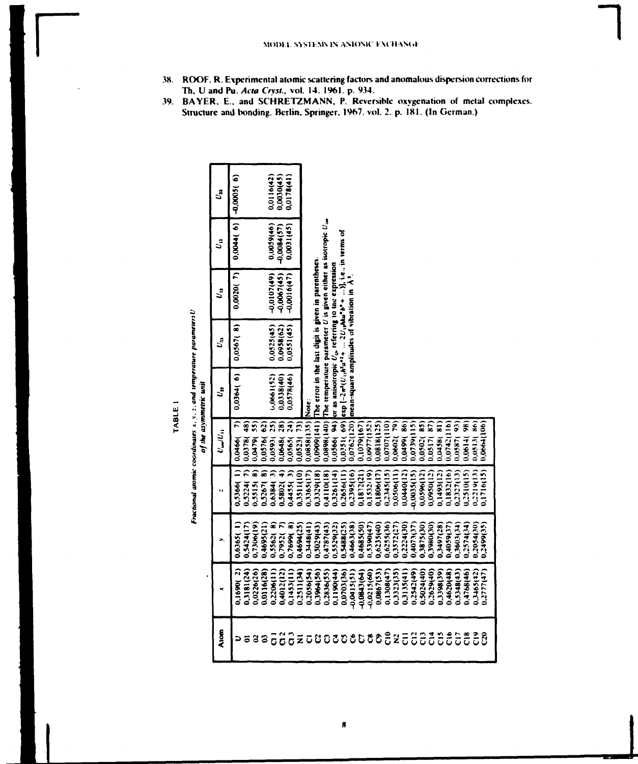38. ROOF, R. Experimental atomic scattering factors and anomalous dispersion corrections for Th, U and Pu. *Acta Cryst.*, vol. 14. 1961. p. 934.
39. BAYER, E., and SCHRETZMANN, P. Reversible oxygenation of metal complexes. Structure and bonding. Berlin, Springer, 1967. vol. 2. p. 181. (In German.)

TABLE 1

*Fractional atomic coordinates x, y, z, and temperature parameters U of the asymmetric unit*

| Atom | $x$ | $y$ | $z$ | $U_{iso}/U_{11}$ | $U_{22}$ | $U_{33}$ | $U_{12}$ | $U_{13}$ | $U_{23}$ |
|---|---|---|---|---|---|---|---|---|---|
| U | 0,1690( 2) | 0,6365( 1) | 0,5366( 1) | 0,0466( 7) | 0,0364( 6) | 0,0567( 8) | 0,0020( 7) | 0,0044( 6) | -0,0005( 6) |
| O1 | 0,3181(24) | 0,5424(17) | 0,5224( 7) | 0,0378( 48) | | | | | |
| O2 | 0,0226(26) | 0,7306(19) | 0,5515( 8) | 0,0479( 55) | | | | | |
| O3 | 0,0116(28) | 0,4695(21) | 0,5267( 8) | 0,0576( 62) | | | | | |
| Cl1 | 0,2206(11) | 0,5562( 8) | 0,6384( 3) | 0,0593( 25) | 0,0661(52) | 0,0525(45) | -0,0107(49) | 0,0059(46) | 0,0116(42) |
| Cl2 | 0,4012(12) | 0,7952( 7) | 0,5802( 4) | 0,0648( 28) | 0,0338(40) | 0,0958(62) | -0,0067(45) | -0,0084(57) | 0,0030(45) |
| Cl3 | 0,1453(11) | 0,7699( 8) | 0,4455( 3) | 0,0565( 24) | 0,0578(46) | 0,0551(45) | -0,0016(47) | 0,0031(45) | 0,0178(41) |
| N1 | 0,2511(34) | 0,4694(25) | 0,3511(10) | 0,0523( 73) | | | | | |
| C1 | 0,2056(54) | 0,3448(41) | 0,3365(17) | 0,0858(135) | | | | | |
| C2 | 0,3964(56) | 0,5029(43) | 0,3329(18) | 0,0909(141) | | | | | |
| C3 | 0,2836(55) | 0,4787(43) | 0,4110(18) | 0,0898(140) | | | | | |
| C4 | 0,1190(44) | 0,5529(32) | 0,3261(14) | 0,0566( 94) | | | | | |
| C5 | 0,0703(36) | 0,5488(25) | 0,2656(11) | 0,0351( 69) | | | | | |
| C6 | -0,0415(51) | 0,4663(38) | 0,2395(16) | 0,0762(120) | | | | | |
| C7 | -0,0843(64) | 0,4685(50) | 0,1832(21) | 0,1079(167) | | | | | |
| C8 | -0,0215(60) | 0,5390(47) | 0,1532(19) | 0,0977(152) | | | | | |
| C9 | 0,0867(53) | 0,6235(40) | 0,1806(17) | 0,0818(125) | | | | | |
| C10 | 0,1308(47) | 0,6255(36) | 0,2345(15) | 0,0707(110) | | | | | |
| N2 | 0,3323(35) | 0,3572(27) | 0,0506(11) | 0,0602( 79) | | | | | |
| C11 | 0,3135(41) | 0,2224(30) | 0,0440(12) | 0,0499( 86) | | | | | |
| C12 | 0,2542(49) | 0,4073(37) | -0,0035(15) | 0,0739(115) | | | | | |
| C13 | 0,5024(40) | 0,3875(30) | 0,0596(12) | 0,0502( 85) | | | | | |
| C14 | 0,2629(40) | 0,3980(30) | 0,0950(12) | 0,0517( 87) | | | | | |
| C15 | 0,3398(39) | 0,3497(28) | 0,1493(12) | 0,0458( 81) | | | | | |
| C16 | 0,4620(48) | 0,4059(37) | 0,1832(16) | 0,0742(116) | | | | | |
| C17 | 0,5348(43) | 0,3603(34) | 0,2327(13) | 0,0587( 93) | | | | | |
| C18 | 0,4768(46) | 0,2574(34) | 0,2510(15) | 0,0614( 98) | | | | | |
| C19 | 0,3465(42) | 0,2054(30) | 0,2219(13) | 0,0513( 86) | | | | | |
| C20 | 0,2777(47) | 0,2499(35) | 0,1716(15) | 0,0664(106) | | | | | |

Note:
The error in the last digit is given in parentheses.
The temperature parameter $U$ is given either as isotropic $U_{iso}$ or as anisotropic $U_{ij}$, referring to the expression $\exp[-2\pi^2(U_{11}h^2a^{*2} + \ldots 2U_{12}hka^*b^* + \ldots)]$, i.e., in terms of mean-square amplitudes of vibration in Å².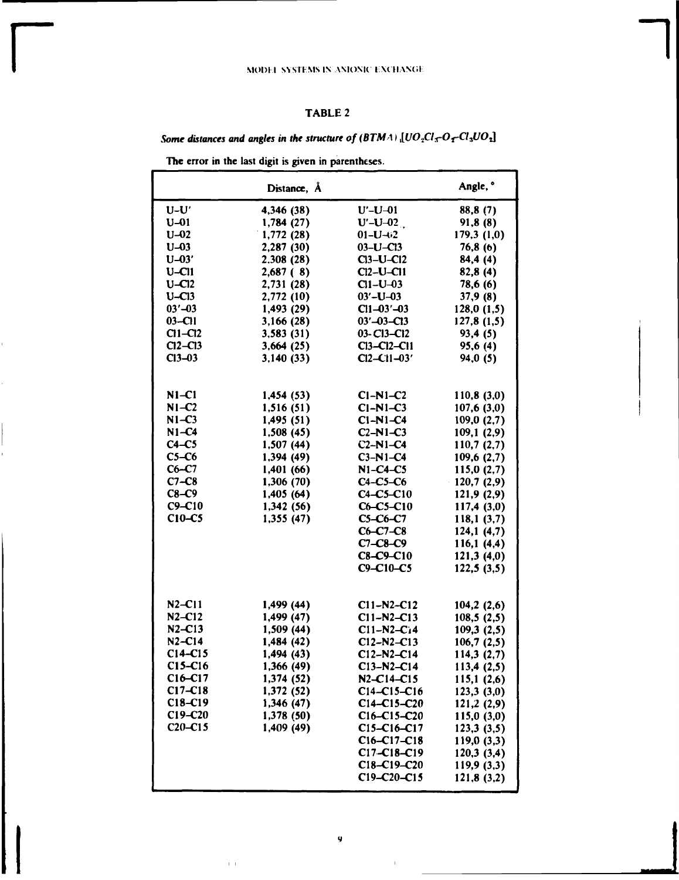## TABLE 2

*Some distances and angles in the structure of* $(BTMA)_4[UO_2Cl_3\text{-}O_2\text{-}Cl_3UO_2]$

The error in the last digit is given in parentheses.

| | Distance, Å | | Angle, ° |
|---|---|---|---|
| U–U' | 4,346 (38) | U'–U–01 | 88,8 (7) |
| U–01 | 1,784 (27) | U'–U–02 | 91,8 (8) |
| U–02 | 1,772 (28) | 01–U–02 | 179,3 (1,0) |
| U–03 | 2,287 (30) | 03–U–Cl3 | 76,8 (6) |
| U–03' | 2,308 (28) | Cl3–U–Cl2 | 84,4 (4) |
| U–Cl1 | 2,687 ( 8) | Cl2–U–Cl1 | 82,8 (4) |
| U–Cl2 | 2,731 (28) | Cl1–U–03 | 78,6 (6) |
| U–Cl3 | 2,772 (10) | 03'–U–03 | 37,9 (8) |
| 03'–03 | 1,493 (29) | Cl1–03'–03 | 128,0 (1,5) |
| 03–Cl1 | 3,166 (28) | 03'–03–Cl3 | 127,8 (1,5) |
| Cl1–Cl2 | 3,583 (31) | 03–Cl3–Cl2 | 93,4 (5) |
| Cl2–Cl3 | 3,664 (25) | Cl3–Cl2–Cl1 | 95,6 (4) |
| Cl3–03 | 3,140 (33) | Cl2–Cl1–03' | 94,0 (5) |
| | | | |
| N1–C1 | 1,454 (53) | C1–N1–C2 | 110,8 (3,0) |
| N1–C2 | 1,516 (51) | C1–N1–C3 | 107,6 (3,0) |
| N1–C3 | 1,495 (51) | C1–N1–C4 | 109,0 (2,7) |
| N1–C4 | 1,508 (45) | C2–N1–C3 | 109,1 (2,9) |
| C4–C5 | 1,507 (44) | C2–N1–C4 | 110,7 (2,7) |
| C5–C6 | 1,394 (49) | C3–N1–C4 | 109,6 (2,7) |
| C6–C7 | 1,401 (66) | N1–C4–C5 | 115,0 (2,7) |
| C7–C8 | 1,306 (70) | C4–C5–C6 | 120,7 (2,9) |
| C8–C9 | 1,405 (64) | C4–C5–C10 | 121,9 (2,9) |
| C9–C10 | 1,342 (56) | C6–C5–C10 | 117,4 (3,0) |
| C10–C5 | 1,355 (47) | C5–C6–C7 | 118,1 (3,7) |
| | | C6–C7–C8 | 124,1 (4,7) |
| | | C7–C8–C9 | 116,1 (4,4) |
| | | C8–C9–C10 | 121,3 (4,0) |
| | | C9–C10–C5 | 122,5 (3,5) |
| | | | |
| N2–C11 | 1,499 (44) | C11–N2–C12 | 104,2 (2,6) |
| N2–C12 | 1,499 (47) | C11–N2–C13 | 108,5 (2,5) |
| N2–C13 | 1,509 (44) | C11–N2–C14 | 109,3 (2,5) |
| N2–C14 | 1,484 (42) | C12–N2–C13 | 106,7 (2,5) |
| C14–C15 | 1,494 (43) | C12–N2–C14 | 114,3 (2,7) |
| C15–C16 | 1,366 (49) | C13–N2–C14 | 113,4 (2,5) |
| C16–C17 | 1,374 (52) | N2–C14–C15 | 115,1 (2,6) |
| C17–C18 | 1,372 (52) | C14–C15–C16 | 123,3 (3,0) |
| C18–C19 | 1,346 (47) | C14–C15–C20 | 121,2 (2,9) |
| C19–C20 | 1,378 (50) | C16–C15–C20 | 115,0 (3,0) |
| C20–C15 | 1,409 (49) | C15–C16–C17 | 123,3 (3,5) |
| | | C16–C17–C18 | 119,0 (3,3) |
| | | C17–C18–C19 | 120,3 (3,4) |
| | | C18–C19–C20 | 119,9 (3,3) |
| | | C19–C20–C15 | 121,8 (3,2) |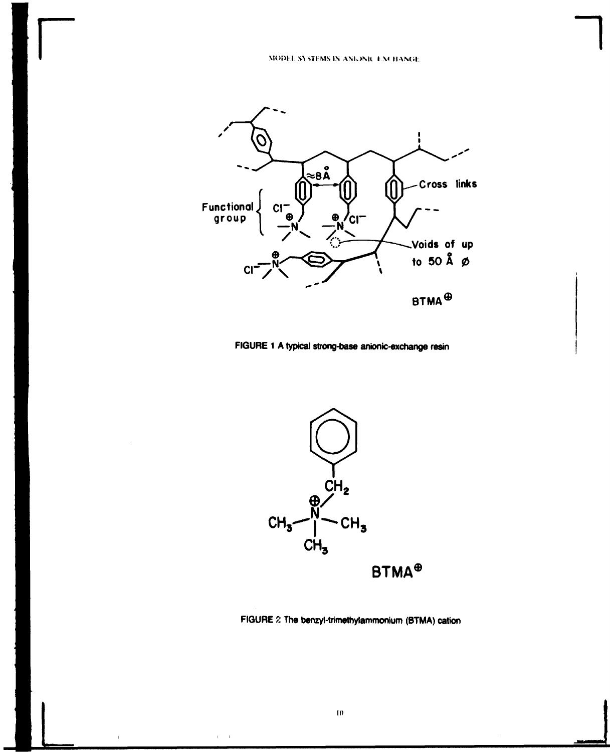FIGURE 1 A typical strong-base anionic-exchange resin

FIGURE 2 The benzyl-trimethylammonium (BTMA) cation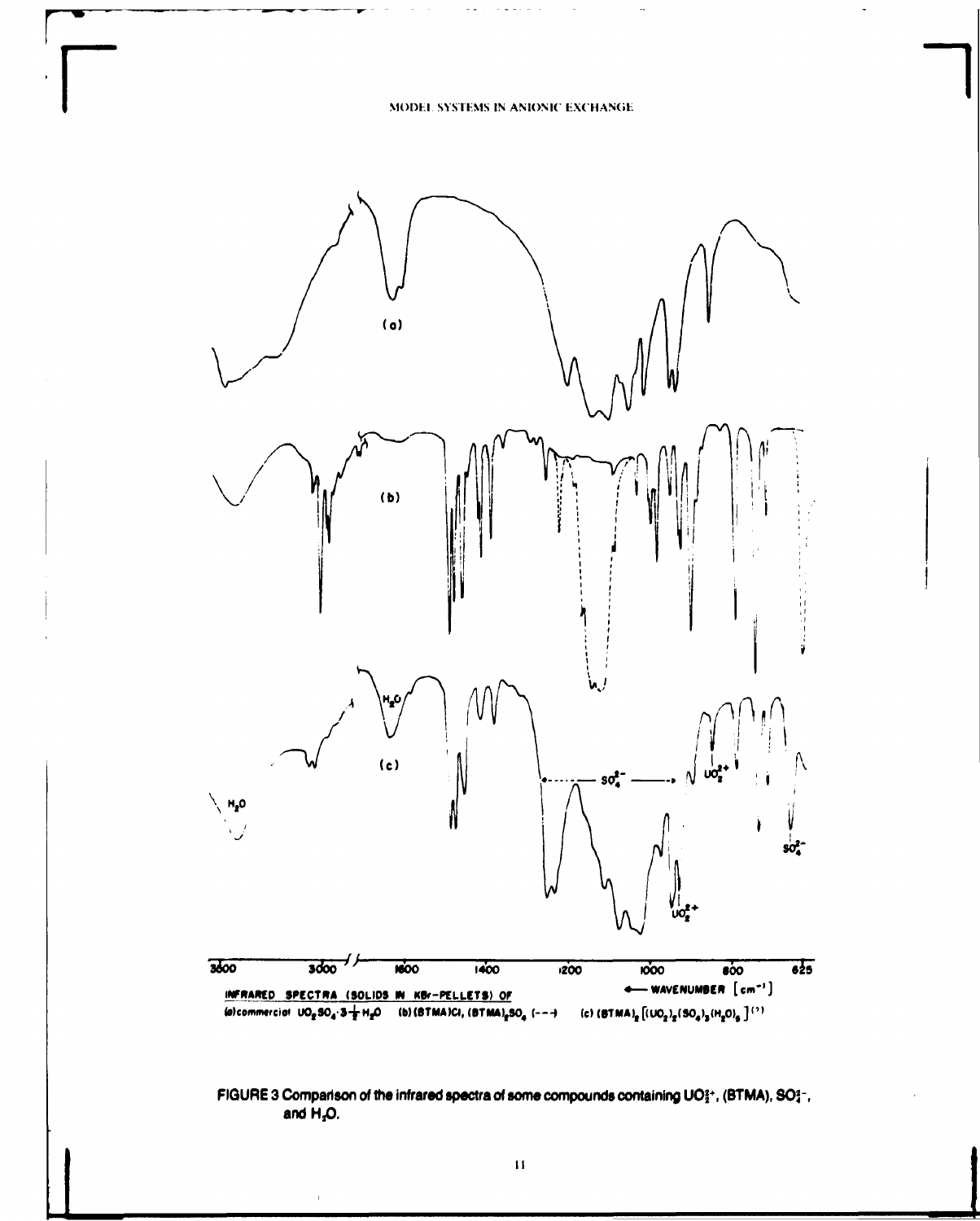INFRARED SPECTRA (SOLIDS IN KBr-PELLETS) OF
(a) commercial $UO_2SO_4 \cdot 3\frac{1}{2}H_2O$ (b) (BTMA)Cl, $(BTMA)_2SO_4$ (---) (c) $(BTMA)_2[(UO_2)_2(SO_4)_3(H_2O)_6]$ [7]

FIGURE 3 Comparison of the infrared spectra of some compounds containing $UO_2^{2+}$, (BTMA), $SO_4^{2-}$, and $H_2O$.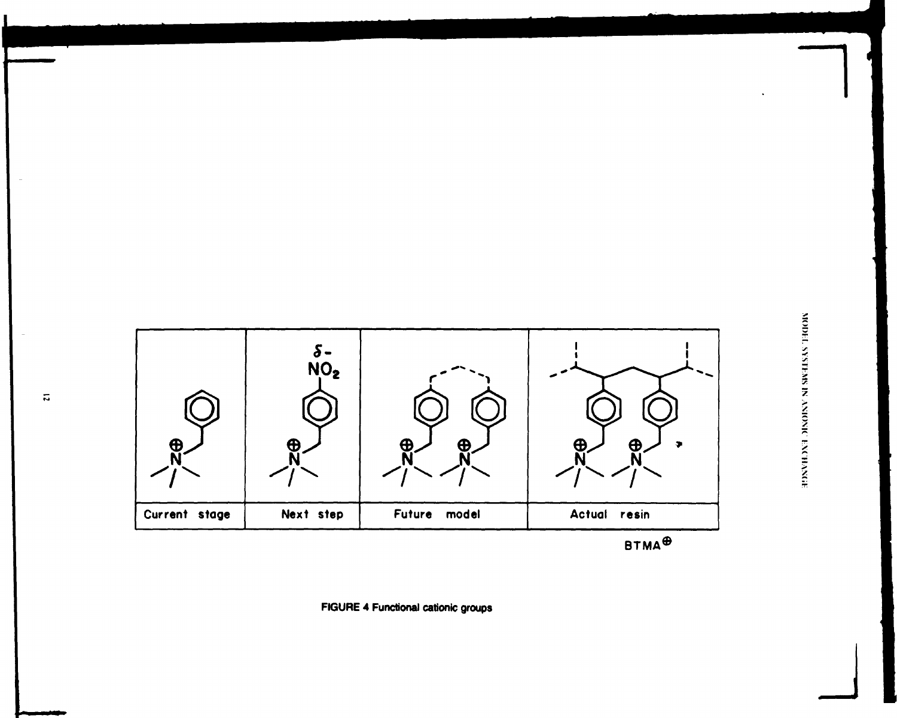| Current stage | Next step | Future model | Actual resin |
|---|---|---|---|

$BTMA^{\oplus}$

**FIGURE 4 Functional cationic groups**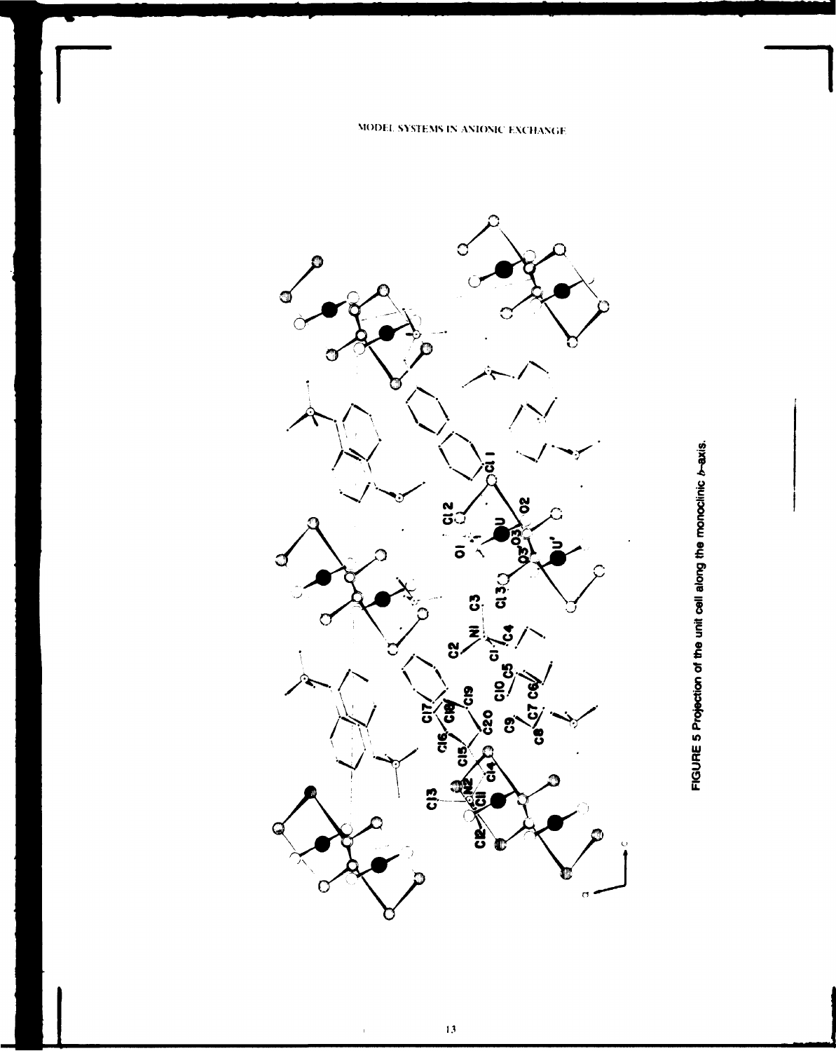FIGURE 5 Projection of the unit cell along the monoclinic *b*-axis.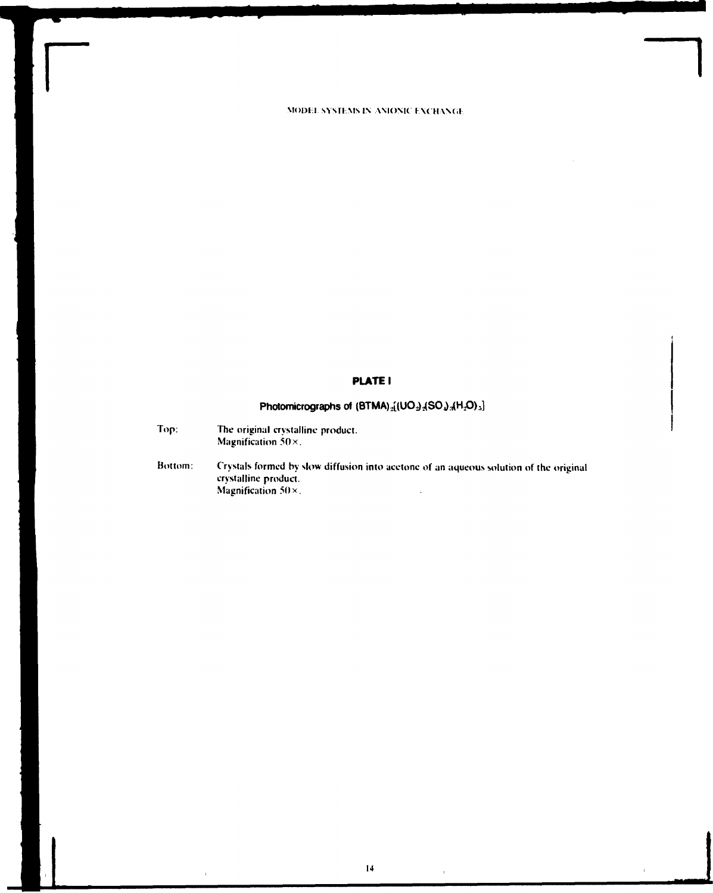## PLATE I

### Photomicrographs of $(BTMA)_2[(UO_2)_2(SO_4)_3(H_2O)_3]$

Top: The original crystalline product.
Magnification 50×.

Bottom: Crystals formed by slow diffusion into acetone of an aqueous solution of the original crystalline product.
Magnification 50×.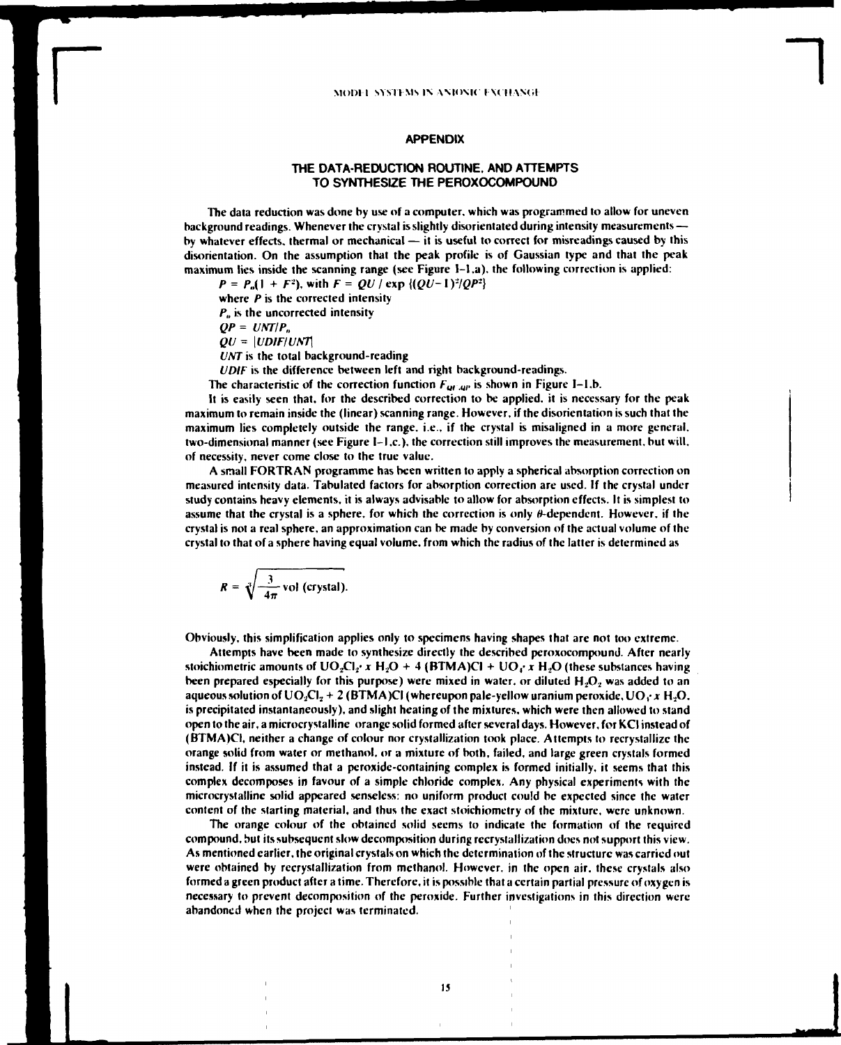## APPENDIX

### THE DATA-REDUCTION ROUTINE, AND ATTEMPTS TO SYNTHESIZE THE PEROXOCOMPOUND

The data reduction was done by use of a computer, which was programmed to allow for uneven background readings. Whenever the crystal is slightly disorientated during intensity measurements — by whatever effects, thermal or mechanical — it is useful to correct for misreadings caused by this disorientation. On the assumption that the peak profile is of Gaussian type and that the peak maximum lies inside the scanning range (see Figure I–1,a), the following correction is applied:

$P = P_u(1 + F^2)$, with $F = QU / \exp\{(QU-1)^2/QP^2\}$

where $P$ is the corrected intensity

$P_u$ is the uncorrected intensity

$QP = UNT/P_u$

$QU = |UDIF/UNT|$

$UNT$ is the total background-reading

$UDIF$ is the difference between left and right background-readings.

The characteristic of the correction function $F_{QP,QU}$ is shown in Figure I–1.b.

It is easily seen that, for the described correction to be applied, it is necessary for the peak maximum to remain inside the (linear) scanning range. However, if the disorientation is such that the maximum lies completely outside the range, i.e., if the crystal is misaligned in a more general, two-dimensional manner (see Figure I–1,c.), the correction still improves the measurement, but will, of necessity, never come close to the true value.

A small FORTRAN programme has been written to apply a spherical absorption correction on measured intensity data. Tabulated factors for absorption correction are used. If the crystal under study contains heavy elements, it is always advisable to allow for absorption effects. It is simplest to assume that the crystal is a sphere, for which the correction is only $\theta$-dependent. However, if the crystal is not a real sphere, an approximation can be made by conversion of the actual volume of the crystal to that of a sphere having equal volume, from which the radius of the latter is determined as

$$R = \sqrt[3]{\frac{3}{4\pi} \text{vol (crystal)}}.$$

Obviously, this simplification applies only to specimens having shapes that are not too extreme.

Attempts have been made to synthesize directly the described peroxocompound. After nearly stoichiometric amounts of $UO_2Cl_2 \cdot x\ H_2O$ + 4 (BTMA)Cl + $UO_4 \cdot x\ H_2O$ (these substances having been prepared especially for this purpose) were mixed in water, or diluted $H_2O_2$ was added to an aqueous solution of $UO_2Cl_2$ + 2 (BTMA)Cl (whereupon pale-yellow uranium peroxide, $UO_4 \cdot x\ H_2O$, is precipitated instantaneously), and slight heating of the mixtures, which were then allowed to stand open to the air, a microcrystalline orange solid formed after several days. However, for KCl instead of (BTMA)Cl, neither a change of colour nor crystallization took place. Attempts to recrystallize the orange solid from water or methanol, or a mixture of both, failed, and large green crystals formed instead. If it is assumed that a peroxide-containing complex is formed initially, it seems that this complex decomposes in favour of a simple chloride complex. Any physical experiments with the microcrystalline solid appeared senseless: no uniform product could be expected since the water content of the starting material, and thus the exact stoichiometry of the mixture, were unknown.

The orange colour of the obtained solid seems to indicate the formation of the required compound, but its subsequent slow decomposition during recrystallization does not support this view. As mentioned earlier, the original crystals on which the determination of the structure was carried out were obtained by recrystallization from methanol. However, in the open air, these crystals also formed a green product after a time. Therefore, it is possible that a certain partial pressure of oxygen is necessary to prevent decomposition of the peroxide. Further investigations in this direction were abandoned when the project was terminated.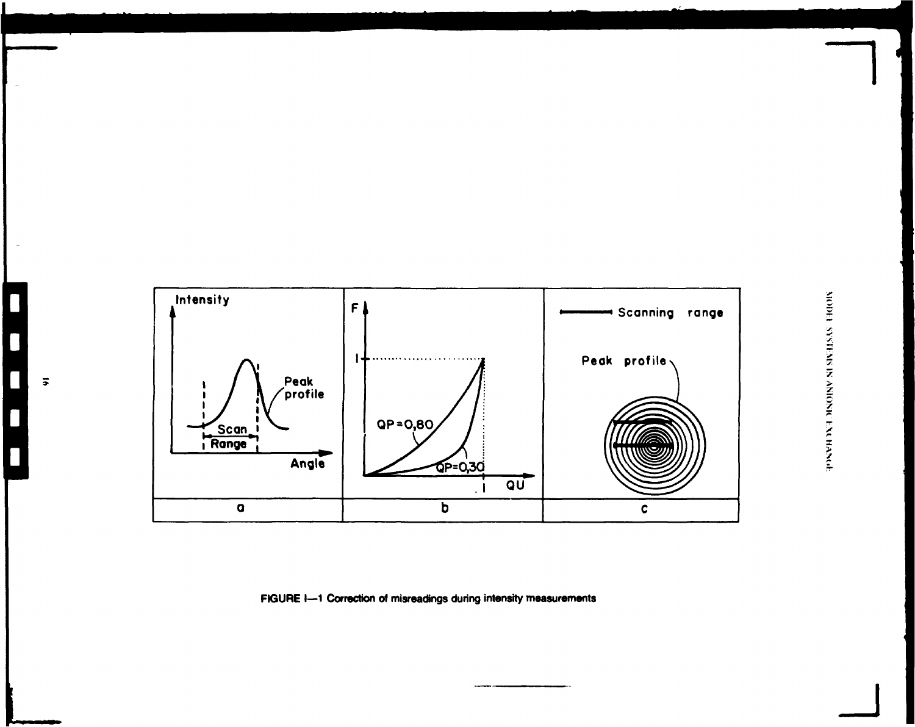Intensity

Peak profile

Scan Range

Angle

a

F

1

QP=0,80

QP=0,30

1

QU

b

Scanning range

Peak profile

c

**FIGURE I—1 Correction of misreadings during intensity measurements**